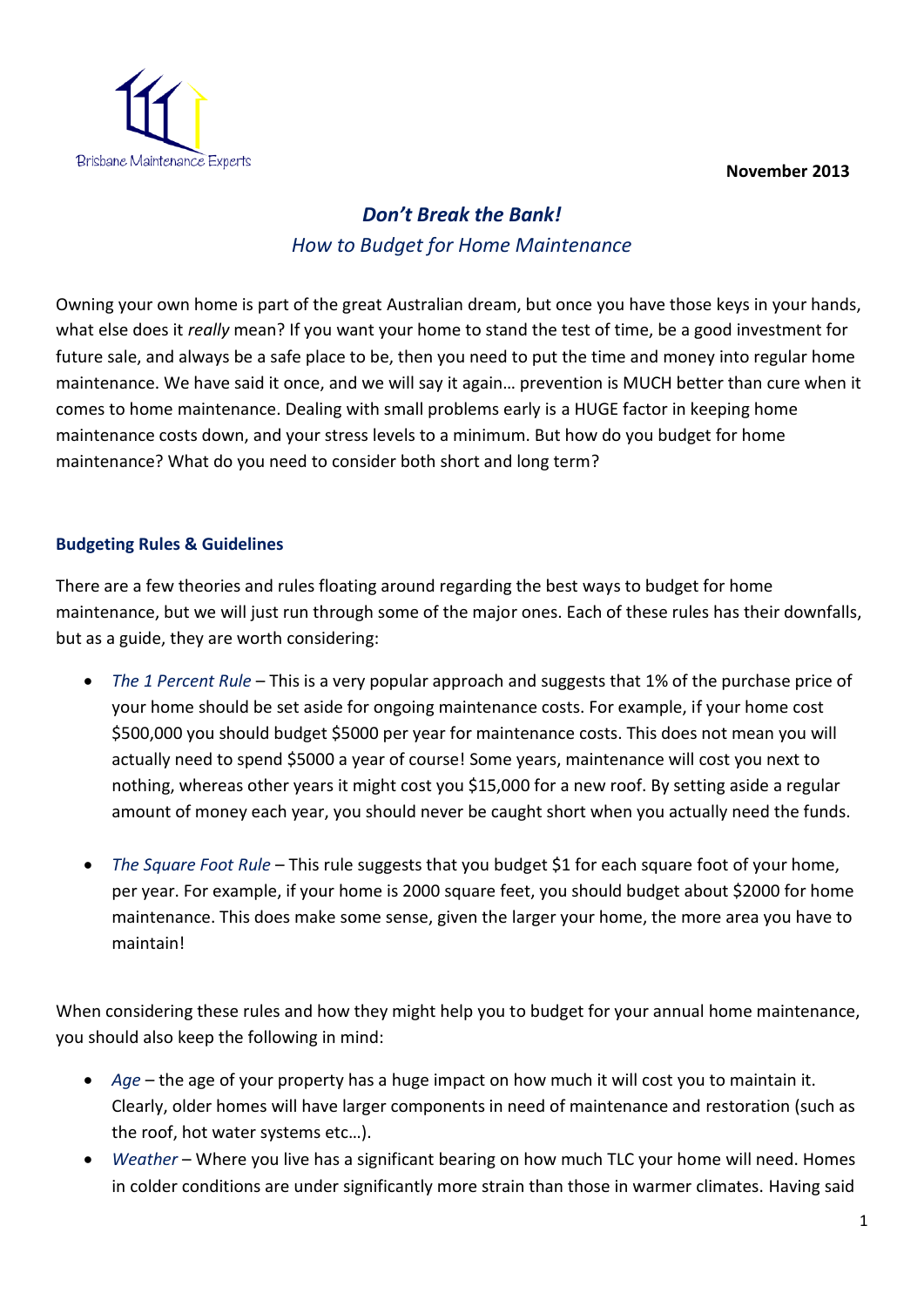Brisbane Maintenance Experts

**November 2013**

# *Don't Break the Bank!*

## *How to Budget for Home Maintenance*

Owning your own home is part of the great Australian dream, but once you have those keys in your hands, what else does it *really* mean? If you want your home to stand the test of time, be a good investment for future sale, and always be a safe place to be, then you need to put the time and money into regular home maintenance. We have said it once, and we will say it again… prevention is MUCH better than cure when it comes to home maintenance. Dealing with small problems early is a HUGE factor in keeping home maintenance costs down, and your stress levels to a minimum. But how do you budget for home maintenance? What do you need to consider both short and long term?

### Budgeting Rules & Guidelines

There are a few theories and rules floating around regarding the best ways to budget for home maintenance, but we will just run through some of the major ones. Each of these rules has their downfalls, but as a guide, they are worth considering:

- *The 1 Percent Rule* – This is a very popular approach and suggests that 1% of the purchase price of your home should be set aside for ongoing maintenance costs. For example, if your home cost $500,000 you should budget $5000 per year for maintenance costs. This does not mean you will actually need to spend $5000 a year of course! Some years, maintenance will cost you next to nothing, whereas other years it might cost you $15,000 for a new roof. By setting aside a regular amount of money each year, you should never be caught short when you actually need the funds.

- *The Square Foot Rule* – This rule suggests that you budget $1 for each square foot of your home, per year. For example, if your home is 2000 square feet, you should budget about $2000 for home maintenance. This does make some sense, given the larger your home, the more area you have to maintain!

When considering these rules and how they might help you to budget for your annual home maintenance, you should also keep the following in mind:

- *Age* – the age of your property has a huge impact on how much it will cost you to maintain it. Clearly, older homes will have larger components in need of maintenance and restoration (such as the roof, hot water systems etc…).
- *Weather* – Where you live has a significant bearing on how much TLC your home will need. Homes in colder conditions are under significantly more strain than those in warmer climates. Having said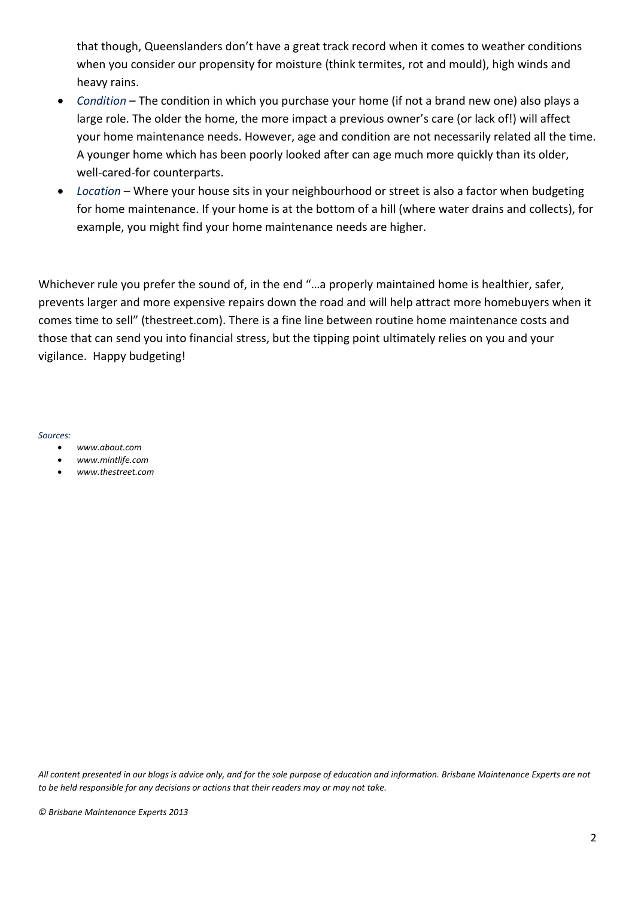that though, Queenslanders don't have a great track record when it comes to weather conditions when you consider our propensity for moisture (think termites, rot and mould), high winds and heavy rains.

- *Condition* – The condition in which you purchase your home (if not a brand new one) also plays a large role. The older the home, the more impact a previous owner's care (or lack of!) will affect your home maintenance needs. However, age and condition are not necessarily related all the time. A younger home which has been poorly looked after can age much more quickly than its older, well-cared-for counterparts.
- *Location* – Where your house sits in your neighbourhood or street is also a factor when budgeting for home maintenance. If your home is at the bottom of a hill (where water drains and collects), for example, you might find your home maintenance needs are higher.

Whichever rule you prefer the sound of, in the end "…a properly maintained home is healthier, safer, prevents larger and more expensive repairs down the road and will help attract more homebuyers when it comes time to sell" (thestreet.com). There is a fine line between routine home maintenance costs and those that can send you into financial stress, but the tipping point ultimately relies on you and your vigilance. Happy budgeting!

*Sources:*

- *www.about.com*
- *www.mintlife.com*
- *www.thestreet.com*

*All content presented in our blogs is advice only, and for the sole purpose of education and information. Brisbane Maintenance Experts are not to be held responsible for any decisions or actions that their readers may or may not take.*

*© Brisbane Maintenance Experts 2013*